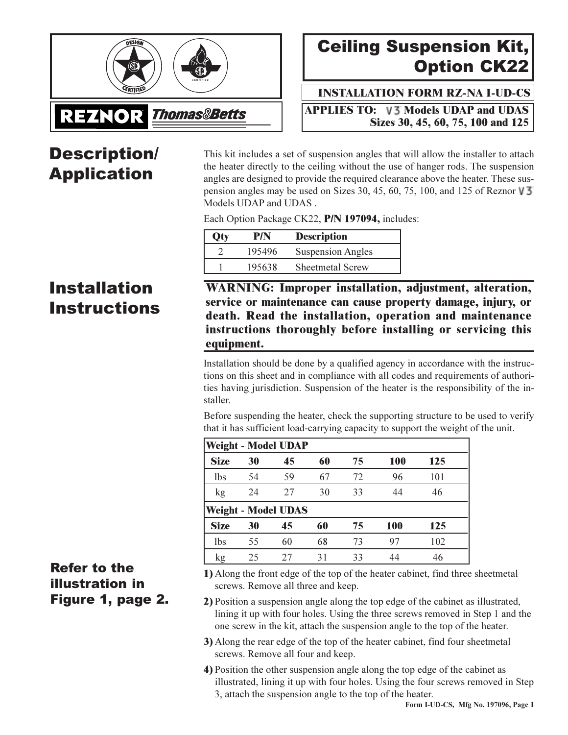# Ceiling Suspension Kit, Option CK22

**INSTALLATION FORM RZ-NA I-UD-CS**

**APPLIES TO: V3 Models UDAP and UDAS Sizes 30, 45, 60, 75, 100 and 125**

REZNOR Thomas&Betts

## Description/ Application

This kit includes a set of suspension angles that will allow the installer to attach the heater directly to the ceiling without the use of hanger rods. The suspension angles are designed to provide the required clearance above the heater. These suspension angles may be used on Sizes 30, 45, 60, 75, 100, and 125 of Reznor V3 Models UDAP and UDAS .

Each Option Package CK22, **P/N 197094,** includes:

| Qty | P/N | Description |
|---|---|---|
| 2 | 195496 | Suspension Angles |
| 1 | 195638 | Sheetmetal Screw |

## Installation Instructions

**WARNING: Improper installation, adjustment, alteration, service or maintenance can cause property damage, injury, or death. Read the installation, operation and maintenance instructions thoroughly before installing or servicing this equipment.**

Installation should be done by a qualified agency in accordance with the instructions on this sheet and in compliance with all codes and requirements of authorities having jurisdiction. Suspension of the heater is the responsibility of the installer.

Before suspending the heater, check the supporting structure to be used to verify that it has sufficient load-carrying capacity to support the weight of the unit.

| **Weight - Model UDAP** | | | | | | |
|---|---|---|---|---|---|---|
| **Size** | **30** | **45** | **60** | **75** | **100** | **125** |
| lbs | 54 | 59 | 67 | 72 | 96 | 101 |
| kg | 24 | 27 | 30 | 33 | 44 | 46 |
| **Weight - Model UDAS** | | | | | | |
| **Size** | **30** | **45** | **60** | **75** | **100** | **125** |
| lbs | 55 | 60 | 68 | 73 | 97 | 102 |
| kg | 25 | 27 | 31 | 33 | 44 | 46 |

### Refer to the illustration in Figure 1, page 2.

**1)** Along the front edge of the top of the heater cabinet, find three sheetmetal screws. Remove all three and keep.

**2)** Position a suspension angle along the top edge of the cabinet as illustrated, lining it up with four holes. Using the three screws removed in Step 1 and the one screw in the kit, attach the suspension angle to the top of the heater.

**3)** Along the rear edge of the top of the heater cabinet, find four sheetmetal screws. Remove all four and keep.

**4)** Position the other suspension angle along the top edge of the cabinet as illustrated, lining it up with four holes. Using the four screws removed in Step 3, attach the suspension angle to the top of the heater.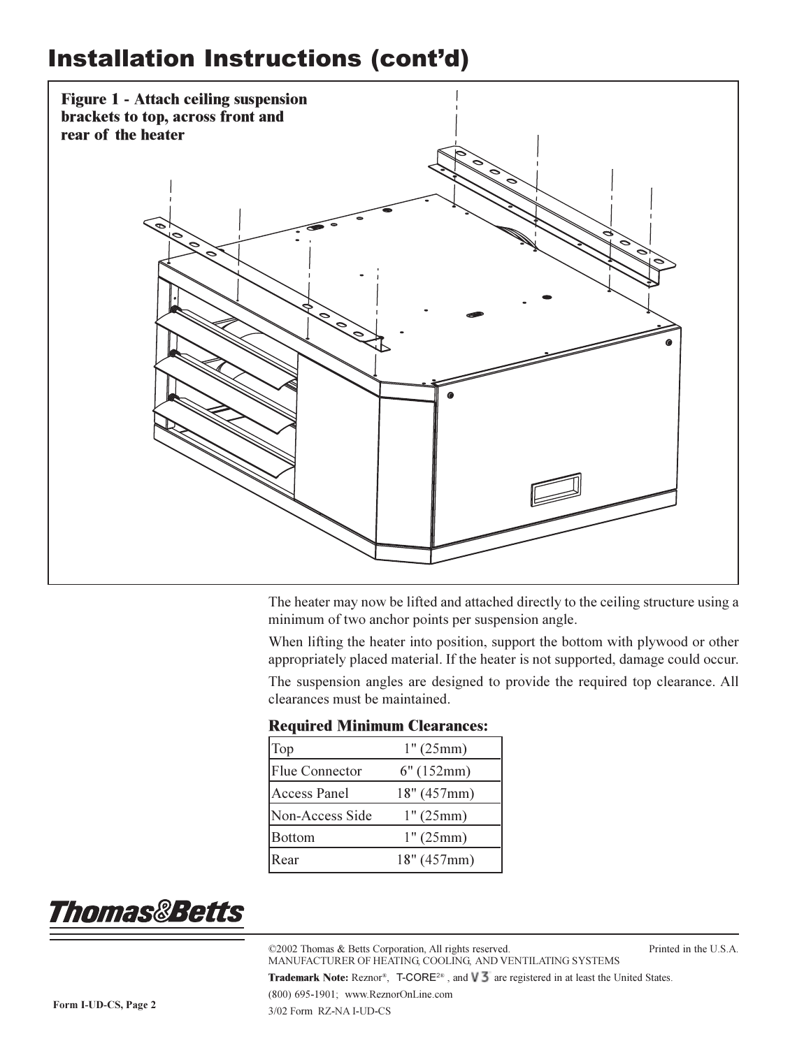# Installation Instructions (cont'd)

**Figure 1 - Attach ceiling suspension brackets to top, across front and rear of the heater**

The heater may now be lifted and attached directly to the ceiling structure using a minimum of two anchor points per suspension angle.

When lifting the heater into position, support the bottom with plywood or other appropriately placed material. If the heater is not supported, damage could occur.

The suspension angles are designed to provide the required top clearance. All clearances must be maintained.

### Required Minimum Clearances:

| | |
|---|---|
| Top | 1" (25mm) |
| Flue Connector | 6" (152mm) |
| Access Panel | 18" (457mm) |
| Non-Access Side | 1" (25mm) |
| Bottom | 1" (25mm) |
| Rear | 18" (457mm) |

Thomas&Betts

©2002 Thomas & Betts Corporation, All rights reserved. Printed in the U.S.A.
MANUFACTURER OF HEATING, COOLING, AND VENTILATING SYSTEMS

**Trademark Note:** Reznor®, T-CORE2®, and V3 are registered in at least the United States.

(800) 695-1901; www.ReznorOnLine.com

Form I-UD-CS, Page 2

3/02 Form RZ-NA I-UD-CS